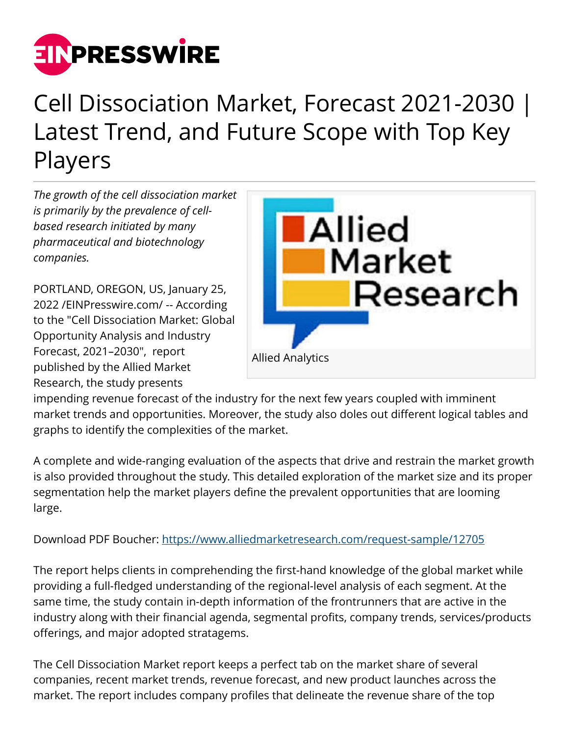# Cell Dissociation Market, Forecast 2021-2030 | Latest Trend, and Future Scope with Top Key Players

*The growth of the cell dissociation market is primarily by the prevalence of cell-based research initiated by many pharmaceutical and biotechnology companies.*

Allied Analytics

PORTLAND, OREGON, US, January 25, 2022 /EINPresswire.com/ -- According to the "Cell Dissociation Market: Global Opportunity Analysis and Industry Forecast, 2021–2030", report published by the Allied Market Research, the study presents impending revenue forecast of the industry for the next few years coupled with imminent market trends and opportunities. Moreover, the study also doles out different logical tables and graphs to identify the complexities of the market.

A complete and wide-ranging evaluation of the aspects that drive and restrain the market growth is also provided throughout the study. This detailed exploration of the market size and its proper segmentation help the market players define the prevalent opportunities that are looming large.

Download PDF Boucher: https://www.alliedmarketresearch.com/request-sample/12705

The report helps clients in comprehending the first-hand knowledge of the global market while providing a full-fledged understanding of the regional-level analysis of each segment. At the same time, the study contain in-depth information of the frontrunners that are active in the industry along with their financial agenda, segmental profits, company trends, services/products offerings, and major adopted stratagems.

The Cell Dissociation Market report keeps a perfect tab on the market share of several companies, recent market trends, revenue forecast, and new product launches across the market. The report includes company profiles that delineate the revenue share of the top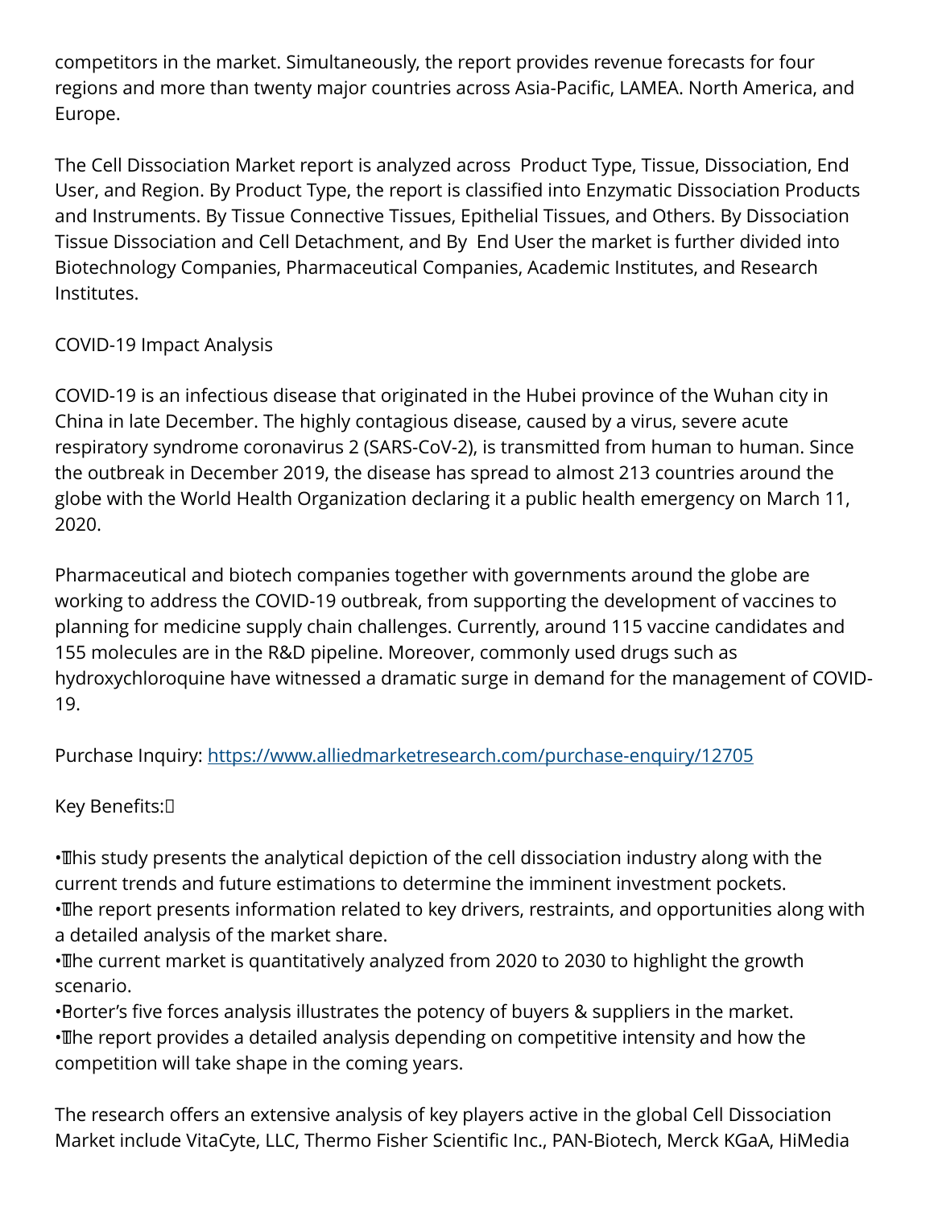competitors in the market. Simultaneously, the report provides revenue forecasts for four regions and more than twenty major countries across Asia-Pacific, LAMEA. North America, and Europe.

The Cell Dissociation Market report is analyzed across Product Type, Tissue, Dissociation, End User, and Region. By Product Type, the report is classified into Enzymatic Dissociation Products and Instruments. By Tissue Connective Tissues, Epithelial Tissues, and Others. By Dissociation Tissue Dissociation and Cell Detachment, and By End User the market is further divided into Biotechnology Companies, Pharmaceutical Companies, Academic Institutes, and Research Institutes.

COVID-19 Impact Analysis

COVID-19 is an infectious disease that originated in the Hubei province of the Wuhan city in China in late December. The highly contagious disease, caused by a virus, severe acute respiratory syndrome coronavirus 2 (SARS-CoV-2), is transmitted from human to human. Since the outbreak in December 2019, the disease has spread to almost 213 countries around the globe with the World Health Organization declaring it a public health emergency on March 11, 2020.

Pharmaceutical and biotech companies together with governments around the globe are working to address the COVID-19 outbreak, from supporting the development of vaccines to planning for medicine supply chain challenges. Currently, around 115 vaccine candidates and 155 molecules are in the R&D pipeline. Moreover, commonly used drugs such as hydroxychloroquine have witnessed a dramatic surge in demand for the management of COVID-19.

Purchase Inquiry: https://www.alliedmarketresearch.com/purchase-enquiry/12705

Key Benefits:

- This study presents the analytical depiction of the cell dissociation industry along with the current trends and future estimations to determine the imminent investment pockets.
- The report presents information related to key drivers, restraints, and opportunities along with a detailed analysis of the market share.
- The current market is quantitatively analyzed from 2020 to 2030 to highlight the growth scenario.
- Porter's five forces analysis illustrates the potency of buyers & suppliers in the market.
- The report provides a detailed analysis depending on competitive intensity and how the competition will take shape in the coming years.

The research offers an extensive analysis of key players active in the global Cell Dissociation Market include VitaCyte, LLC, Thermo Fisher Scientific Inc., PAN-Biotech, Merck KGaA, HiMedia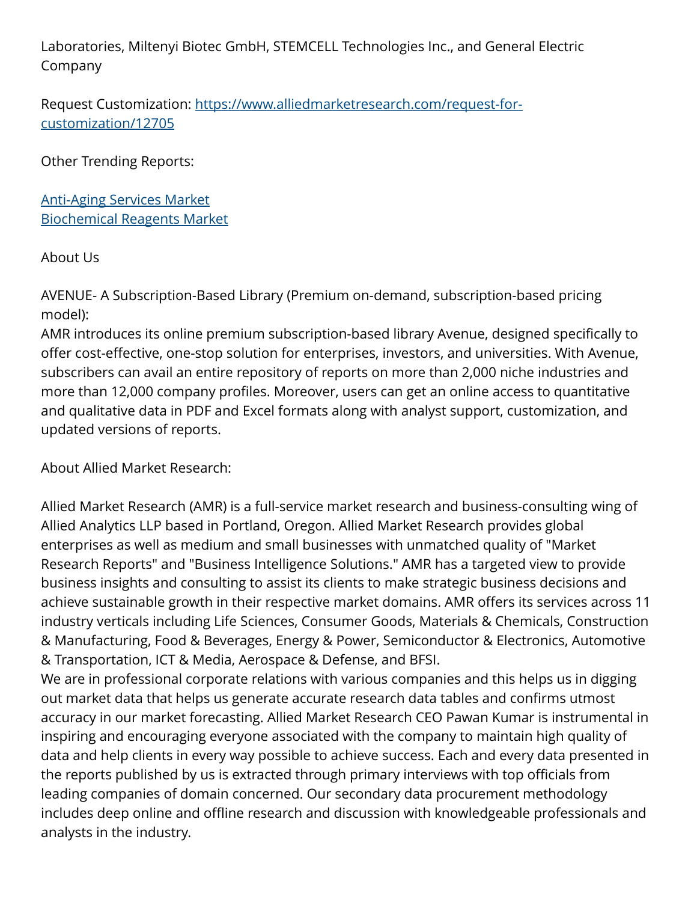Laboratories, Miltenyi Biotec GmbH, STEMCELL Technologies Inc., and General Electric Company

Request Customization: [https://www.alliedmarketresearch.com/request-for-customization/12705](https://www.alliedmarketresearch.com/request-for-customization/12705)

Other Trending Reports:

[Anti-Aging Services Market](#)
[Biochemical Reagents Market](#)

About Us

AVENUE- A Subscription-Based Library (Premium on-demand, subscription-based pricing model):
AMR introduces its online premium subscription-based library Avenue, designed specifically to offer cost-effective, one-stop solution for enterprises, investors, and universities. With Avenue, subscribers can avail an entire repository of reports on more than 2,000 niche industries and more than 12,000 company profiles. Moreover, users can get an online access to quantitative and qualitative data in PDF and Excel formats along with analyst support, customization, and updated versions of reports.

About Allied Market Research:

Allied Market Research (AMR) is a full-service market research and business-consulting wing of Allied Analytics LLP based in Portland, Oregon. Allied Market Research provides global enterprises as well as medium and small businesses with unmatched quality of "Market Research Reports" and "Business Intelligence Solutions." AMR has a targeted view to provide business insights and consulting to assist its clients to make strategic business decisions and achieve sustainable growth in their respective market domains. AMR offers its services across 11 industry verticals including Life Sciences, Consumer Goods, Materials & Chemicals, Construction & Manufacturing, Food & Beverages, Energy & Power, Semiconductor & Electronics, Automotive & Transportation, ICT & Media, Aerospace & Defense, and BFSI.
We are in professional corporate relations with various companies and this helps us in digging out market data that helps us generate accurate research data tables and confirms utmost accuracy in our market forecasting. Allied Market Research CEO Pawan Kumar is instrumental in inspiring and encouraging everyone associated with the company to maintain high quality of data and help clients in every way possible to achieve success. Each and every data presented in the reports published by us is extracted through primary interviews with top officials from leading companies of domain concerned. Our secondary data procurement methodology includes deep online and offline research and discussion with knowledgeable professionals and analysts in the industry.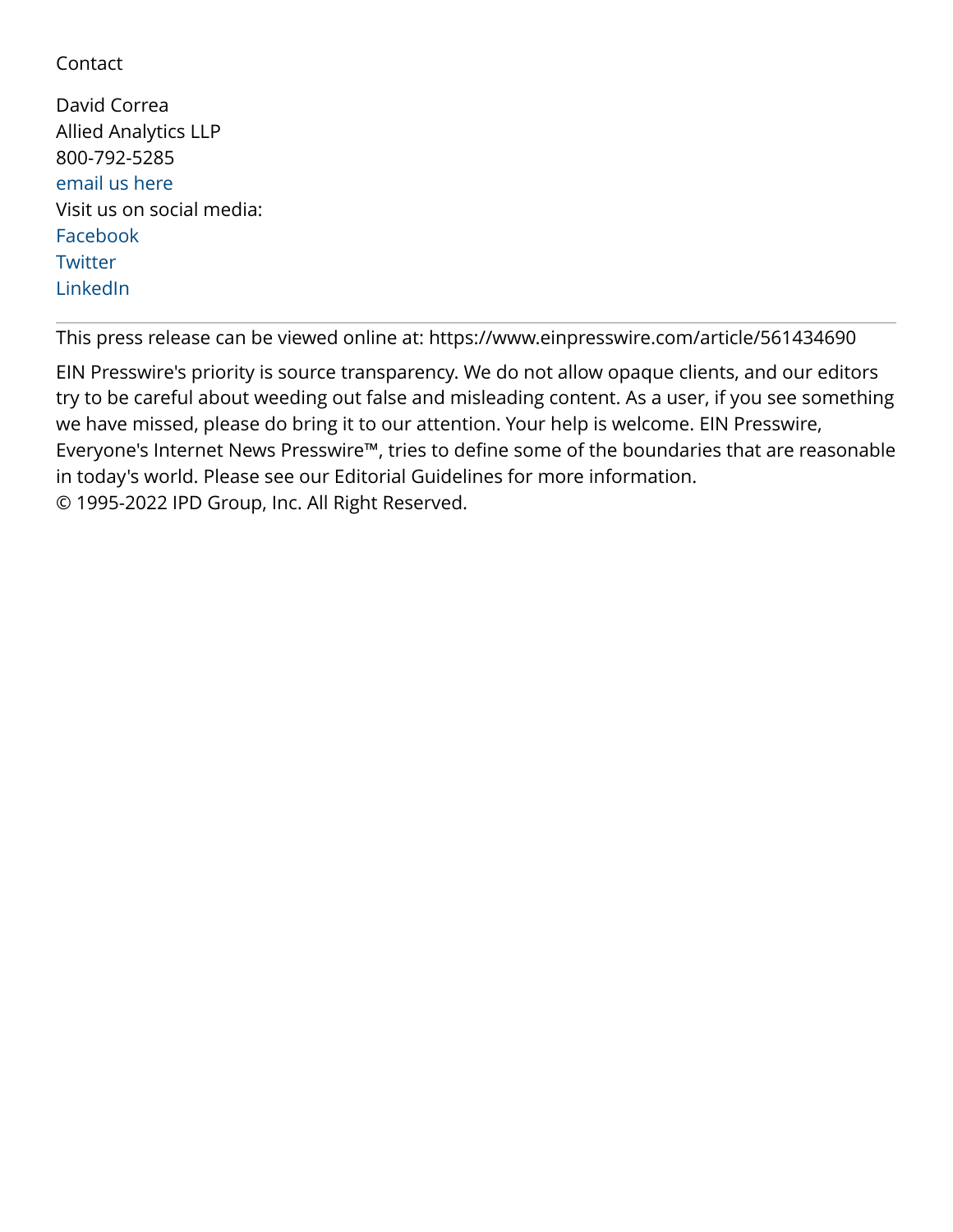Contact

David Correa
Allied Analytics LLP
800-792-5285
email us here
Visit us on social media:
Facebook
Twitter
LinkedIn

---

This press release can be viewed online at: https://www.einpresswire.com/article/561434690

EIN Presswire's priority is source transparency. We do not allow opaque clients, and our editors try to be careful about weeding out false and misleading content. As a user, if you see something we have missed, please do bring it to our attention. Your help is welcome. EIN Presswire, Everyone's Internet News Presswire™, tries to define some of the boundaries that are reasonable in today's world. Please see our Editorial Guidelines for more information.
© 1995-2022 IPD Group, Inc. All Right Reserved.